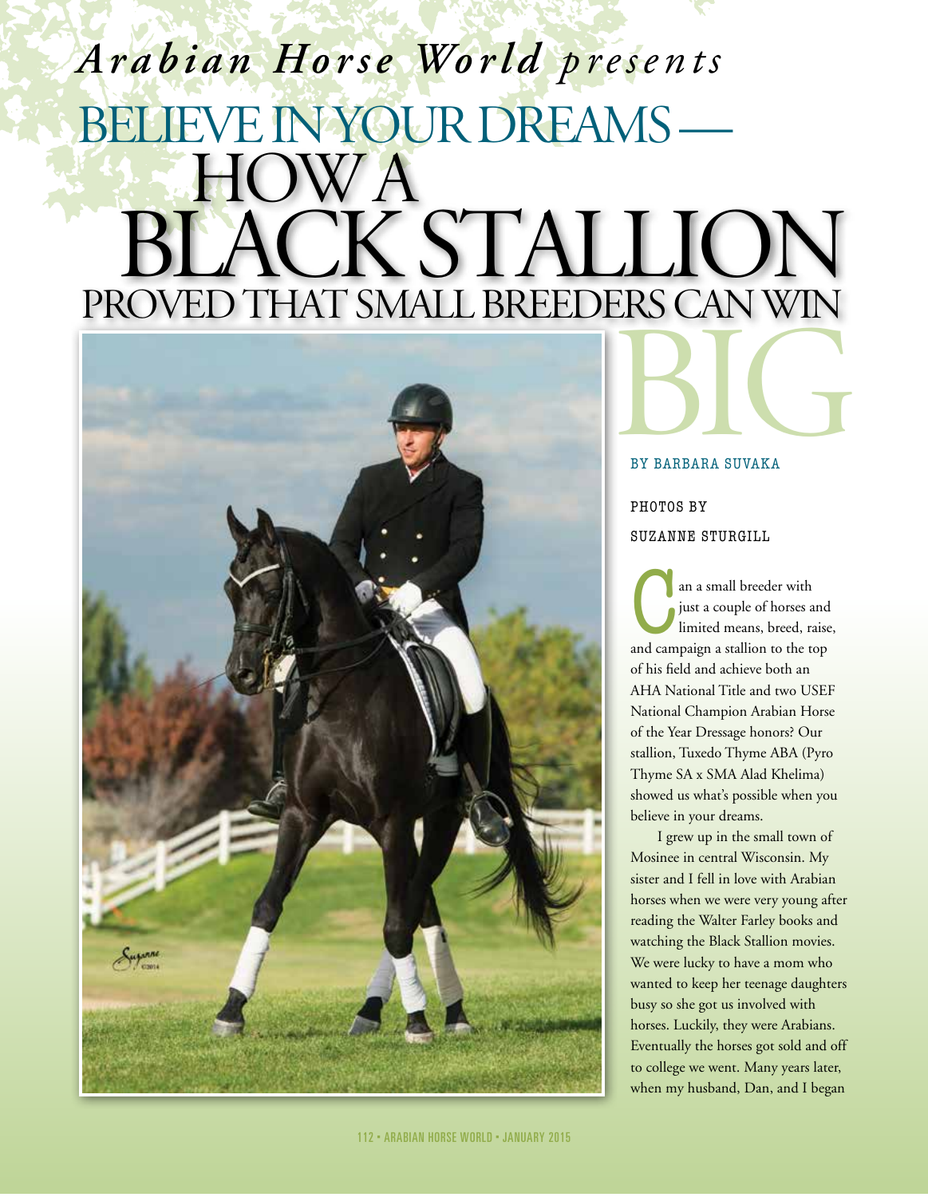*Arabian Horse World presents*

# BELIEVE IN YOUR DREAMS — HOW A BLACK STALLION PROVED THAT SMALL BREEDERS CAN WIN BIG

BY BARBARA SUVAKA

PHOTOS BY SUZANNE STURGILL

Can a small breeder with just a couple of horses and limited means, breed, raise, and campaign a stallion to the top of his field and achieve both an AHA National Title and two USEF National Champion Arabian Horse of the Year Dressage honors? Our stallion, Tuxedo Thyme ABA (Pyro Thyme SA x SMA Alad Khelima) showed us what's possible when you believe in your dreams.

I grew up in the small town of Mosinee in central Wisconsin. My sister and I fell in love with Arabian horses when we were very young after reading the Walter Farley books and watching the Black Stallion movies. We were lucky to have a mom who wanted to keep her teenage daughters busy so she got us involved with horses. Luckily, they were Arabians. Eventually the horses got sold and off to college we went. Many years later, when my husband, Dan, and I began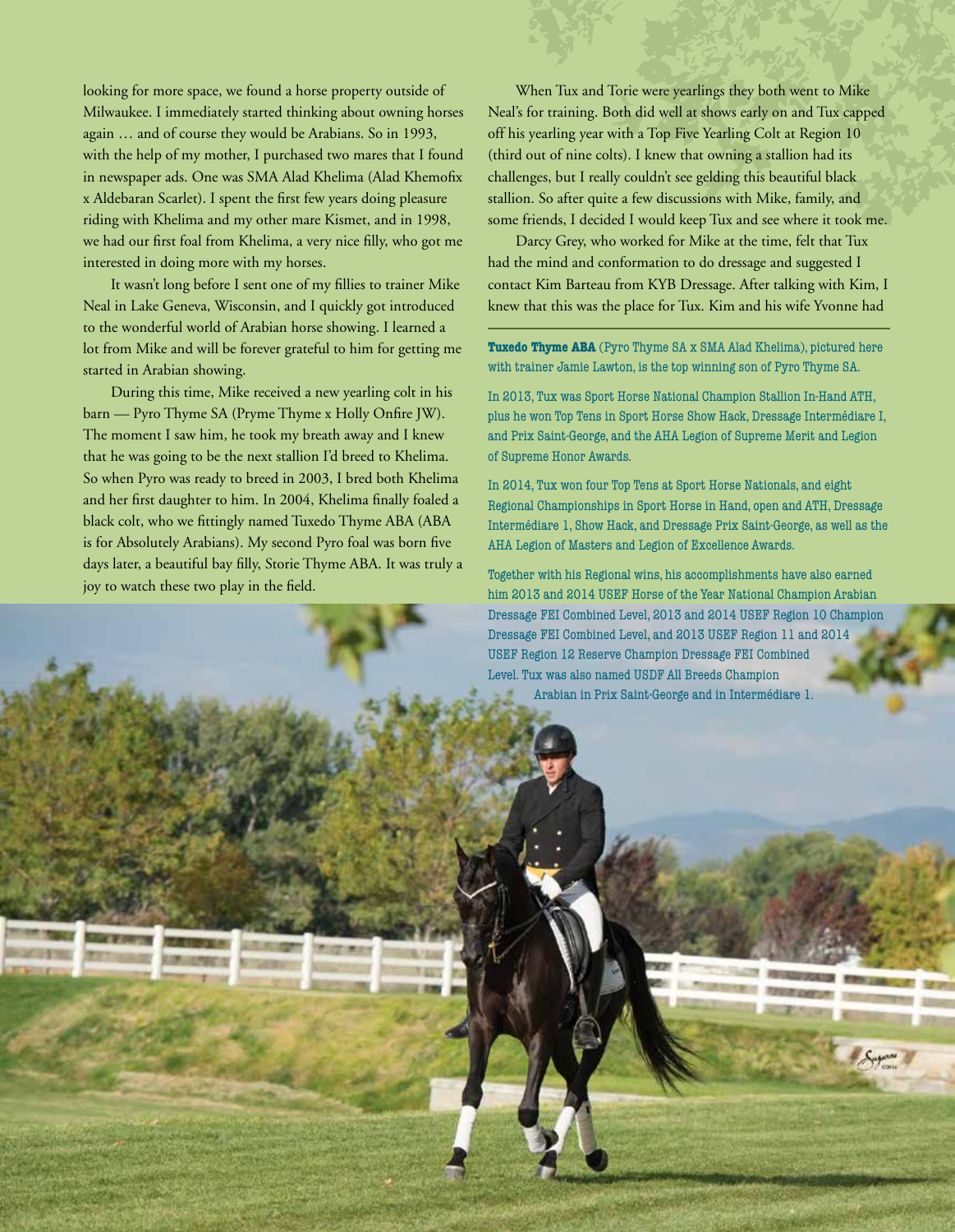looking for more space, we found a horse property outside of Milwaukee. I immediately started thinking about owning horses again … and of course they would be Arabians. So in 1993, with the help of my mother, I purchased two mares that I found in newspaper ads. One was SMA Alad Khelima (Alad Khemofix x Aldebaran Scarlet). I spent the first few years doing pleasure riding with Khelima and my other mare Kismet, and in 1998, we had our first foal from Khelima, a very nice filly, who got me interested in doing more with my horses.

It wasn't long before I sent one of my fillies to trainer Mike Neal in Lake Geneva, Wisconsin, and I quickly got introduced to the wonderful world of Arabian horse showing. I learned a lot from Mike and will be forever grateful to him for getting me started in Arabian showing.

During this time, Mike received a new yearling colt in his barn — Pyro Thyme SA (Pryme Thyme x Holly Onfire JW). The moment I saw him, he took my breath away and I knew that he was going to be the next stallion I'd breed to Khelima. So when Pyro was ready to breed in 2003, I bred both Khelima and her first daughter to him. In 2004, Khelima finally foaled a black colt, who we fittingly named Tuxedo Thyme ABA (ABA is for Absolutely Arabians). My second Pyro foal was born five days later, a beautiful bay filly, Storie Thyme ABA. It was truly a joy to watch these two play in the field.

When Tux and Torie were yearlings they both went to Mike Neal's for training. Both did well at shows early on and Tux capped off his yearling year with a Top Five Yearling Colt at Region 10 (third out of nine colts). I knew that owning a stallion had its challenges, but I really couldn't see gelding this beautiful black stallion. So after quite a few discussions with Mike, family, and some friends, I decided I would keep Tux and see where it took me.

Darcy Grey, who worked for Mike at the time, felt that Tux had the mind and conformation to do dressage and suggested I contact Kim Barteau from KYB Dressage. After talking with Kim, I knew that this was the place for Tux. Kim and his wife Yvonne had

**Tuxedo Thyme ABA** (Pyro Thyme SA x SMA Alad Khelima), pictured here with trainer Jamie Lawton, is the top winning son of Pyro Thyme SA.

In 2013, Tux was Sport Horse National Champion Stallion In-Hand ATH, plus he won Top Tens in Sport Horse Show Hack, Dressage Intermédiare I, and Prix Saint-George, and the AHA Legion of Supreme Merit and Legion of Supreme Honor Awards.

In 2014, Tux won four Top Tens at Sport Horse Nationals, and eight Regional Championships in Sport Horse in Hand, open and ATH, Dressage Intermédiare 1, Show Hack, and Dressage Prix Saint-George, as well as the AHA Legion of Masters and Legion of Excellence Awards.

Together with his Regional wins, his accomplishments have also earned him 2013 and 2014 USEF Horse of the Year National Champion Arabian Dressage FEI Combined Level, 2013 and 2014 USEF Region 10 Champion Dressage FEI Combined Level, and 2013 USEF Region 11 and 2014 USEF Region 12 Reserve Champion Dressage FEI Combined Level. Tux was also named USDF All Breeds Champion Arabian in Prix Saint-George and in Intermédiare 1.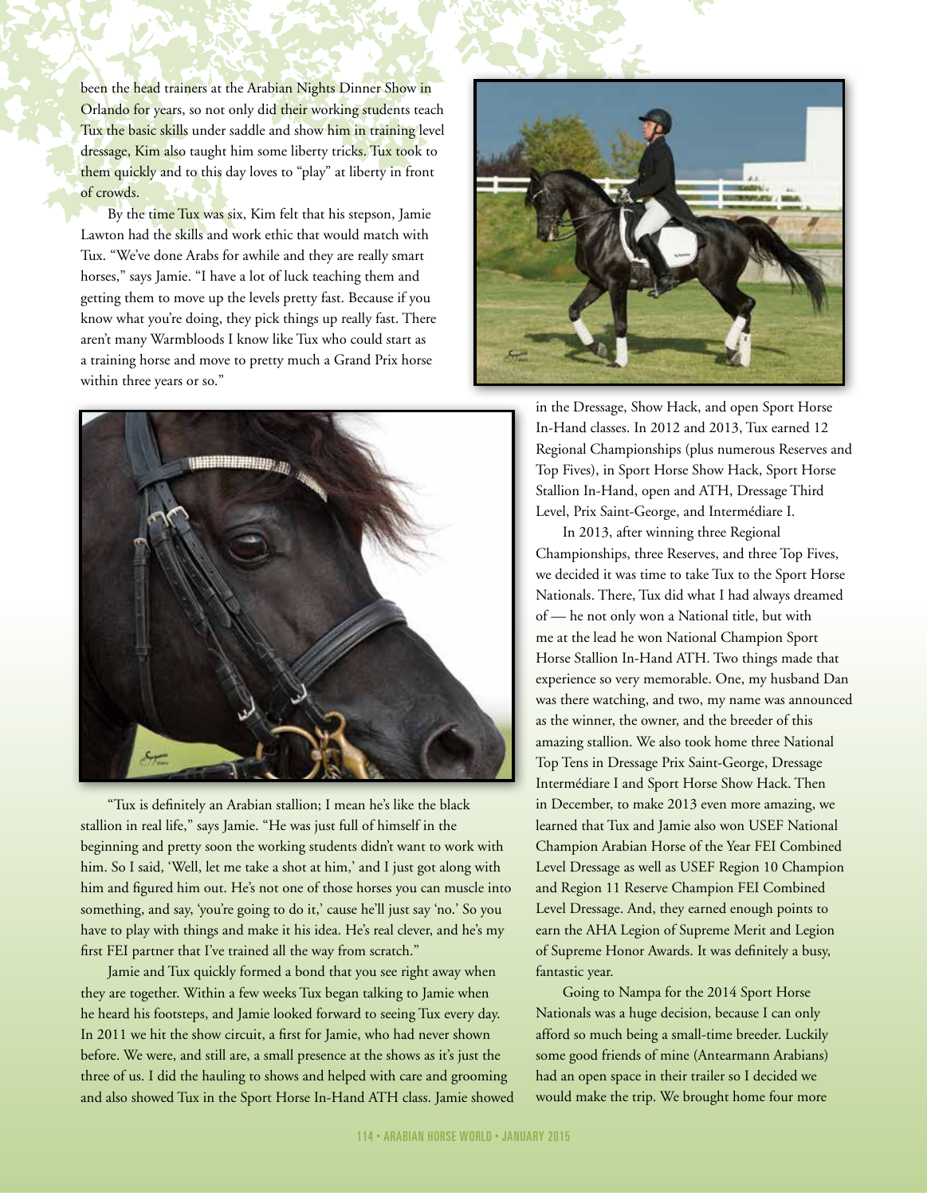been the head trainers at the Arabian Nights Dinner Show in Orlando for years, so not only did their working students teach Tux the basic skills under saddle and show him in training level dressage, Kim also taught him some liberty tricks. Tux took to them quickly and to this day loves to "play" at liberty in front of crowds.

By the time Tux was six, Kim felt that his stepson, Jamie Lawton had the skills and work ethic that would match with Tux. "We've done Arabs for awhile and they are really smart horses," says Jamie. "I have a lot of luck teaching them and getting them to move up the levels pretty fast. Because if you know what you're doing, they pick things up really fast. There aren't many Warmbloods I know like Tux who could start as a training horse and move to pretty much a Grand Prix horse within three years or so."

"Tux is definitely an Arabian stallion; I mean he's like the black stallion in real life," says Jamie. "He was just full of himself in the beginning and pretty soon the working students didn't want to work with him. So I said, 'Well, let me take a shot at him,' and I just got along with him and figured him out. He's not one of those horses you can muscle into something, and say, 'you're going to do it,' cause he'll just say 'no.' So you have to play with things and make it his idea. He's real clever, and he's my first FEI partner that I've trained all the way from scratch."

Jamie and Tux quickly formed a bond that you see right away when they are together. Within a few weeks Tux began talking to Jamie when he heard his footsteps, and Jamie looked forward to seeing Tux every day. In 2011 we hit the show circuit, a first for Jamie, who had never shown before. We were, and still are, a small presence at the shows as it's just the three of us. I did the hauling to shows and helped with care and grooming and also showed Tux in the Sport Horse In-Hand ATH class. Jamie showed in the Dressage, Show Hack, and open Sport Horse In-Hand classes. In 2012 and 2013, Tux earned 12 Regional Championships (plus numerous Reserves and Top Fives), in Sport Horse Show Hack, Sport Horse Stallion In-Hand, open and ATH, Dressage Third Level, Prix Saint-George, and Intermédiare I.

In 2013, after winning three Regional Championships, three Reserves, and three Top Fives, we decided it was time to take Tux to the Sport Horse Nationals. There, Tux did what I had always dreamed of — he not only won a National title, but with me at the lead he won National Champion Sport Horse Stallion In-Hand ATH. Two things made that experience so very memorable. One, my husband Dan was there watching, and two, my name was announced as the winner, the owner, and the breeder of this amazing stallion. We also took home three National Top Tens in Dressage Prix Saint-George, Dressage Intermédiare I and Sport Horse Show Hack. Then in December, to make 2013 even more amazing, we learned that Tux and Jamie also won USEF National Champion Arabian Horse of the Year FEI Combined Level Dressage as well as USEF Region 10 Champion and Region 11 Reserve Champion FEI Combined Level Dressage. And, they earned enough points to earn the AHA Legion of Supreme Merit and Legion of Supreme Honor Awards. It was definitely a busy, fantastic year.

Going to Nampa for the 2014 Sport Horse Nationals was a huge decision, because I can only afford so much being a small-time breeder. Luckily some good friends of mine (Antearmann Arabians) had an open space in their trailer so I decided we would make the trip. We brought home four more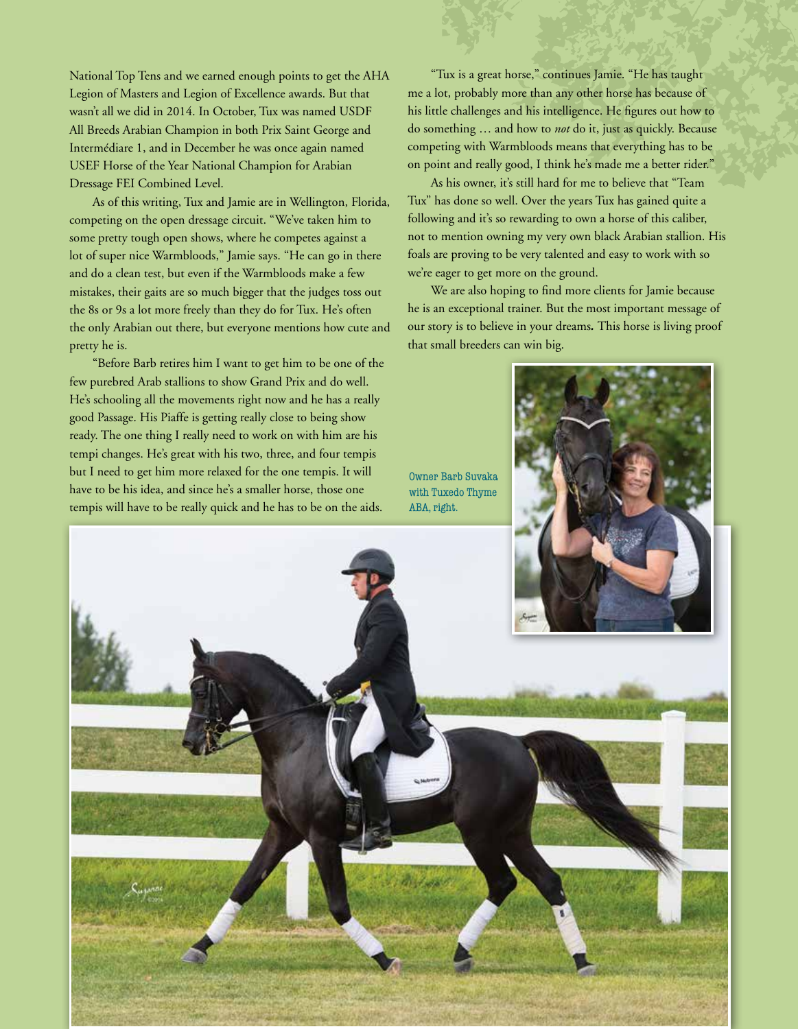National Top Tens and we earned enough points to get the AHA Legion of Masters and Legion of Excellence awards. But that wasn't all we did in 2014. In October, Tux was named USDF All Breeds Arabian Champion in both Prix Saint George and Intermédiare 1, and in December he was once again named USEF Horse of the Year National Champion for Arabian Dressage FEI Combined Level.

As of this writing, Tux and Jamie are in Wellington, Florida, competing on the open dressage circuit. "We've taken him to some pretty tough open shows, where he competes against a lot of super nice Warmbloods," Jamie says. "He can go in there and do a clean test, but even if the Warmbloods make a few mistakes, their gaits are so much bigger that the judges toss out the 8s or 9s a lot more freely than they do for Tux. He's often the only Arabian out there, but everyone mentions how cute and pretty he is.

"Before Barb retires him I want to get him to be one of the few purebred Arab stallions to show Grand Prix and do well. He's schooling all the movements right now and he has a really good Passage. His Piaffe is getting really close to being show ready. The one thing I really need to work on with him are his tempi changes. He's great with his two, three, and four tempis but I need to get him more relaxed for the one tempis. It will have to be his idea, and since he's a smaller horse, those one tempis will have to be really quick and he has to be on the aids.

"Tux is a great horse," continues Jamie. "He has taught me a lot, probably more than any other horse has because of his little challenges and his intelligence. He figures out how to do something … and how to *not* do it, just as quickly. Because competing with Warmbloods means that everything has to be on point and really good, I think he's made me a better rider."

As his owner, it's still hard for me to believe that "Team Tux" has done so well. Over the years Tux has gained quite a following and it's so rewarding to own a horse of this caliber, not to mention owning my very own black Arabian stallion. His foals are proving to be very talented and easy to work with so we're eager to get more on the ground.

We are also hoping to find more clients for Jamie because he is an exceptional trainer. But the most important message of our story is to believe in your dreams**.** This horse is living proof that small breeders can win big.

Owner Barb Suvaka with Tuxedo Thyme ABA, right.